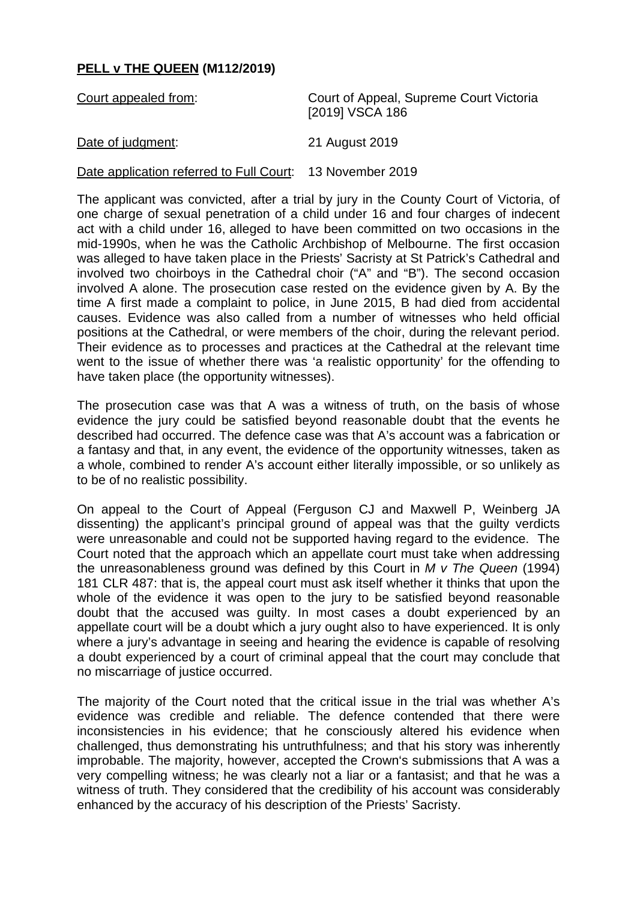**PELL v THE QUEEN (M112/2019)**

Court appealed from: Court of Appeal, Supreme Court Victoria [2019] VSCA 186

Date of judgment: 21 August 2019

Date application referred to Full Court: 13 November 2019

The applicant was convicted, after a trial by jury in the County Court of Victoria, of one charge of sexual penetration of a child under 16 and four charges of indecent act with a child under 16, alleged to have been committed on two occasions in the mid-1990s, when he was the Catholic Archbishop of Melbourne. The first occasion was alleged to have taken place in the Priests' Sacristy at St Patrick's Cathedral and involved two choirboys in the Cathedral choir ("A" and "B"). The second occasion involved A alone. The prosecution case rested on the evidence given by A. By the time A first made a complaint to police, in June 2015, B had died from accidental causes. Evidence was also called from a number of witnesses who held official positions at the Cathedral, or were members of the choir, during the relevant period. Their evidence as to processes and practices at the Cathedral at the relevant time went to the issue of whether there was 'a realistic opportunity' for the offending to have taken place (the opportunity witnesses).

The prosecution case was that A was a witness of truth, on the basis of whose evidence the jury could be satisfied beyond reasonable doubt that the events he described had occurred. The defence case was that A's account was a fabrication or a fantasy and that, in any event, the evidence of the opportunity witnesses, taken as a whole, combined to render A's account either literally impossible, or so unlikely as to be of no realistic possibility.

On appeal to the Court of Appeal (Ferguson CJ and Maxwell P, Weinberg JA dissenting) the applicant's principal ground of appeal was that the guilty verdicts were unreasonable and could not be supported having regard to the evidence. The Court noted that the approach which an appellate court must take when addressing the unreasonableness ground was defined by this Court in *M v The Queen* (1994) 181 CLR 487: that is, the appeal court must ask itself whether it thinks that upon the whole of the evidence it was open to the jury to be satisfied beyond reasonable doubt that the accused was guilty. In most cases a doubt experienced by an appellate court will be a doubt which a jury ought also to have experienced. It is only where a jury's advantage in seeing and hearing the evidence is capable of resolving a doubt experienced by a court of criminal appeal that the court may conclude that no miscarriage of justice occurred.

The majority of the Court noted that the critical issue in the trial was whether A's evidence was credible and reliable. The defence contended that there were inconsistencies in his evidence; that he consciously altered his evidence when challenged, thus demonstrating his untruthfulness; and that his story was inherently improbable. The majority, however, accepted the Crown's submissions that A was a very compelling witness; he was clearly not a liar or a fantasist; and that he was a witness of truth. They considered that the credibility of his account was considerably enhanced by the accuracy of his description of the Priests' Sacristy.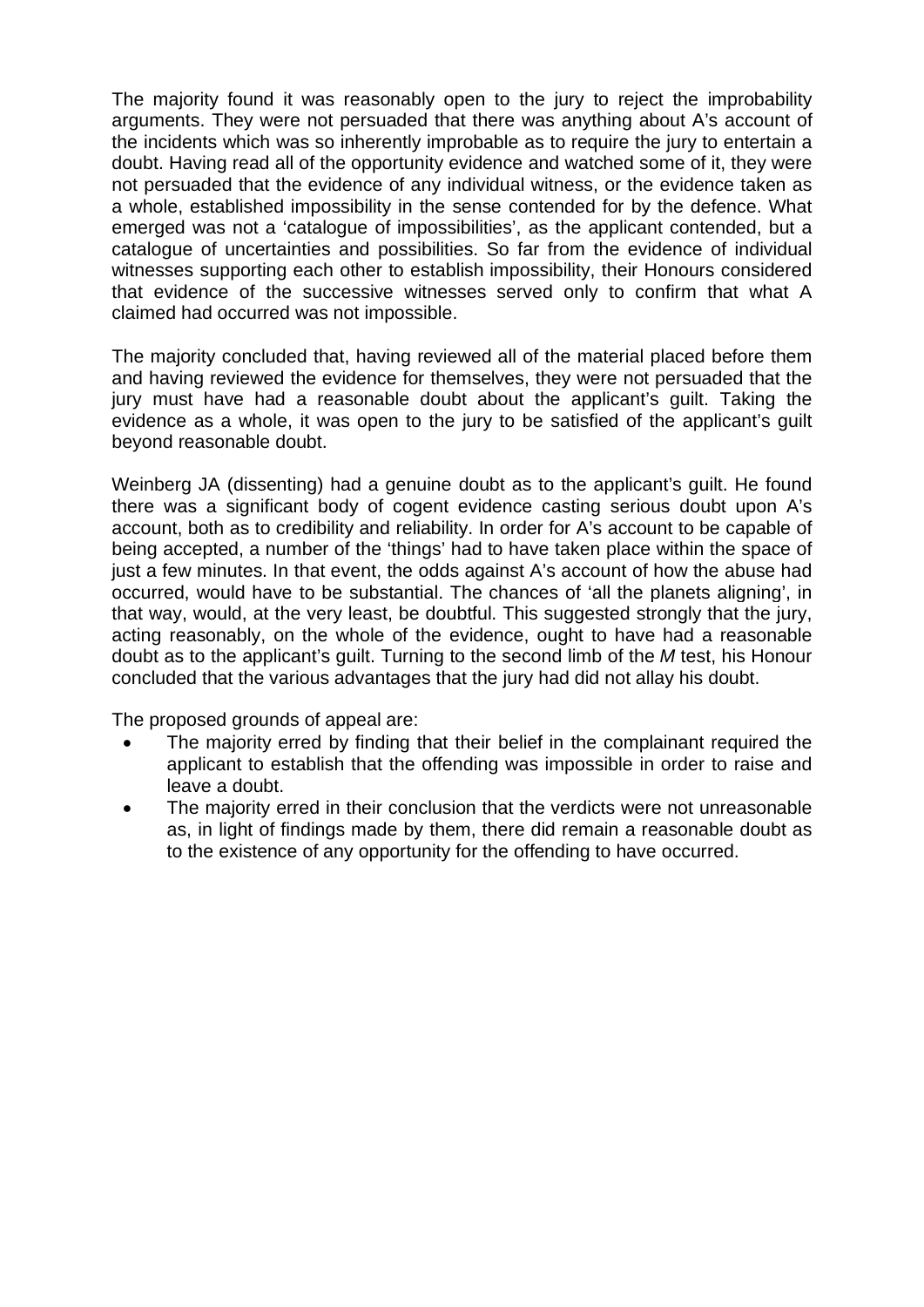The majority found it was reasonably open to the jury to reject the improbability arguments. They were not persuaded that there was anything about A's account of the incidents which was so inherently improbable as to require the jury to entertain a doubt. Having read all of the opportunity evidence and watched some of it, they were not persuaded that the evidence of any individual witness, or the evidence taken as a whole, established impossibility in the sense contended for by the defence. What emerged was not a 'catalogue of impossibilities', as the applicant contended, but a catalogue of uncertainties and possibilities. So far from the evidence of individual witnesses supporting each other to establish impossibility, their Honours considered that evidence of the successive witnesses served only to confirm that what A claimed had occurred was not impossible.

The majority concluded that, having reviewed all of the material placed before them and having reviewed the evidence for themselves, they were not persuaded that the jury must have had a reasonable doubt about the applicant's guilt. Taking the evidence as a whole, it was open to the jury to be satisfied of the applicant's guilt beyond reasonable doubt.

Weinberg JA (dissenting) had a genuine doubt as to the applicant's guilt. He found there was a significant body of cogent evidence casting serious doubt upon A's account, both as to credibility and reliability. In order for A's account to be capable of being accepted, a number of the 'things' had to have taken place within the space of just a few minutes. In that event, the odds against A's account of how the abuse had occurred, would have to be substantial. The chances of 'all the planets aligning', in that way, would, at the very least, be doubtful. This suggested strongly that the jury, acting reasonably, on the whole of the evidence, ought to have had a reasonable doubt as to the applicant's guilt. Turning to the second limb of the *M* test, his Honour concluded that the various advantages that the jury had did not allay his doubt.

The proposed grounds of appeal are:

- The majority erred by finding that their belief in the complainant required the applicant to establish that the offending was impossible in order to raise and leave a doubt.
- The majority erred in their conclusion that the verdicts were not unreasonable as, in light of findings made by them, there did remain a reasonable doubt as to the existence of any opportunity for the offending to have occurred.